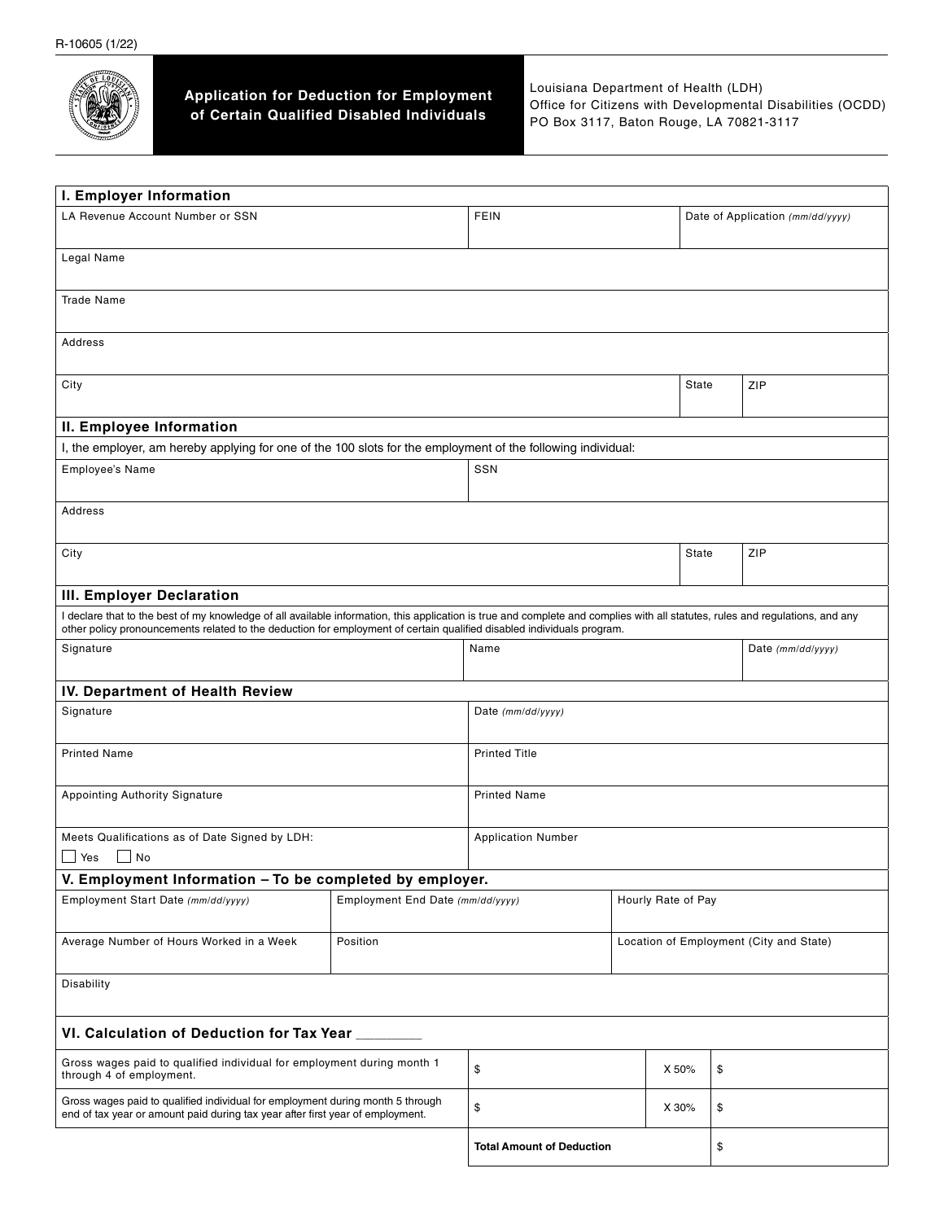R-10605 (1/22)

## Application for Deduction for Employment of Certain Qualified Disabled Individuals

Louisiana Department of Health (LDH)
Office for Citizens with Developmental Disabilities (OCDD)
PO Box 3117, Baton Rouge, LA 70821-3117

### I. Employer Information

| LA Revenue Account Number or SSN | FEIN | Date of Application *(mm/dd/yyyy)* |
|---|---|---|
| | | |

| Legal Name |
|---|
| |

| Trade Name |
|---|
| |

| Address |
|---|
| |

| City | State | ZIP |
|---|---|---|
| | | |

### II. Employee Information

I, the employer, am hereby applying for one of the 100 slots for the employment of the following individual:

| Employee's Name | SSN |
|---|---|
| | |

| Address |
|---|
| |

| City | State | ZIP |
|---|---|---|
| | | |

### III. Employer Declaration

I declare that to the best of my knowledge of all available information, this application is true and complete and complies with all statutes, rules and regulations, and any other policy pronouncements related to the deduction for employment of certain qualified disabled individuals program.

| Signature | Name | Date *(mm/dd/yyyy)* |
|---|---|---|
| | | |

### IV. Department of Health Review

| Signature | Date *(mm/dd/yyyy)* |
|---|---|
| Printed Name | Printed Title |
| Appointing Authority Signature | Printed Name |
| Meets Qualifications as of Date Signed by LDH: ☐ Yes ☐ No | Application Number |

### V. Employment Information – To be completed by employer.

| Employment Start Date *(mm/dd/yyyy)* | Employment End Date *(mm/dd/yyyy)* | Hourly Rate of Pay |
|---|---|---|
| | | |
| Average Number of Hours Worked in a Week | Position | Location of Employment (City and State) |
| | | |

| Disability |
|---|
| |

### VI. Calculation of Deduction for Tax Year ________

| | | | |
|---|---|---|---|
| Gross wages paid to qualified individual for employment during month 1 through 4 of employment. | $ | X 50% | $ |
| Gross wages paid to qualified individual for employment during month 5 through end of tax year or amount paid during tax year after first year of employment. | $ | X 30% | $ |
| | **Total Amount of Deduction** | | $ |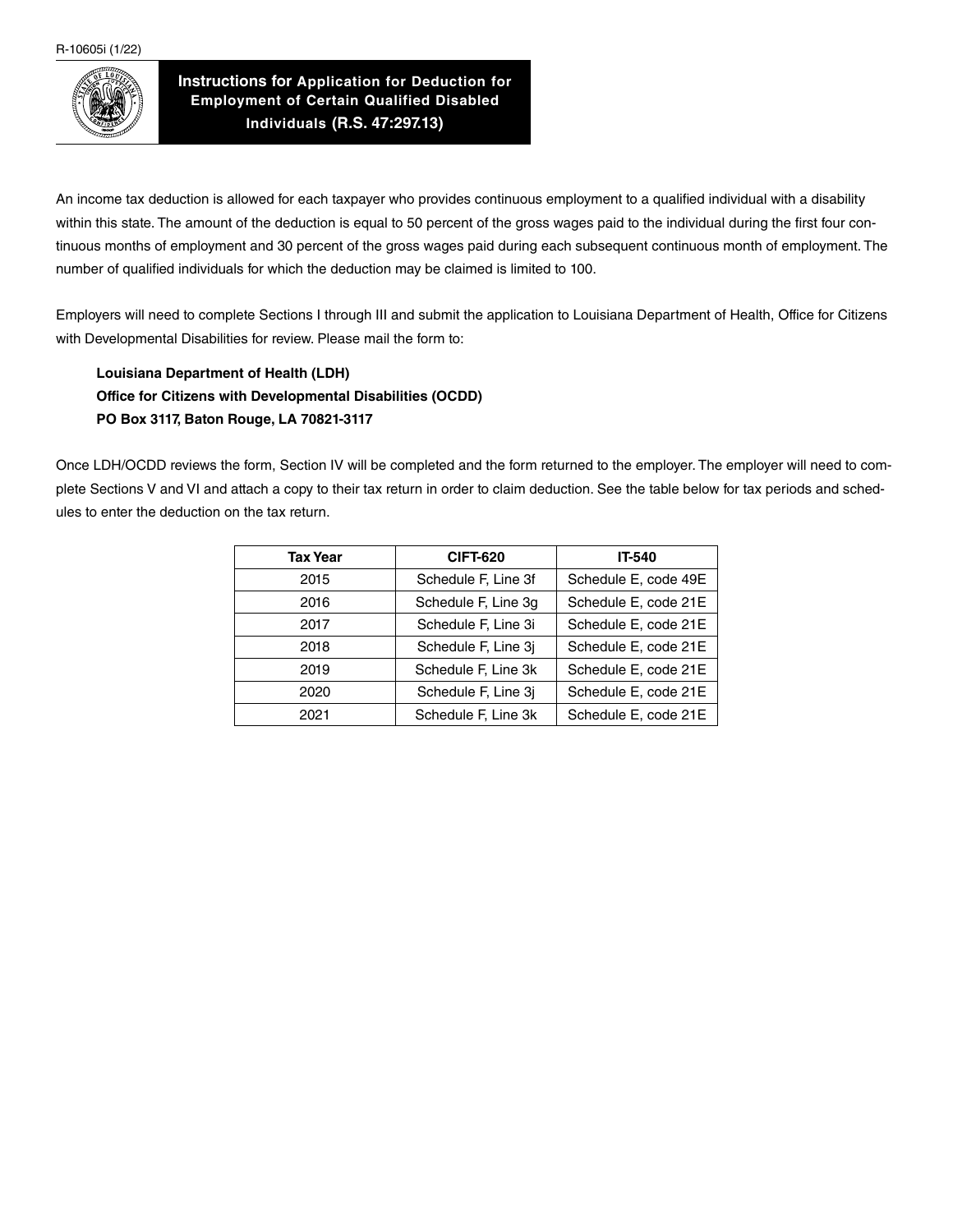R-10605i (1/22)

# Instructions for Application for Deduction for Employment of Certain Qualified Disabled Individuals (R.S. 47:297.13)

An income tax deduction is allowed for each taxpayer who provides continuous employment to a qualified individual with a disability within this state. The amount of the deduction is equal to 50 percent of the gross wages paid to the individual during the first four continuous months of employment and 30 percent of the gross wages paid during each subsequent continuous month of employment. The number of qualified individuals for which the deduction may be claimed is limited to 100.

Employers will need to complete Sections I through III and submit the application to Louisiana Department of Health, Office for Citizens with Developmental Disabilities for review. Please mail the form to:

**Louisiana Department of Health (LDH)**
**Office for Citizens with Developmental Disabilities (OCDD)**
**PO Box 3117, Baton Rouge, LA 70821-3117**

Once LDH/OCDD reviews the form, Section IV will be completed and the form returned to the employer. The employer will need to complete Sections V and VI and attach a copy to their tax return in order to claim deduction. See the table below for tax periods and schedules to enter the deduction on the tax return.

| Tax Year | CIFT-620 | IT-540 |
|---|---|---|
| 2015 | Schedule F, Line 3f | Schedule E, code 49E |
| 2016 | Schedule F, Line 3g | Schedule E, code 21E |
| 2017 | Schedule F, Line 3i | Schedule E, code 21E |
| 2018 | Schedule F, Line 3j | Schedule E, code 21E |
| 2019 | Schedule F, Line 3k | Schedule E, code 21E |
| 2020 | Schedule F, Line 3j | Schedule E, code 21E |
| 2021 | Schedule F, Line 3k | Schedule E, code 21E |